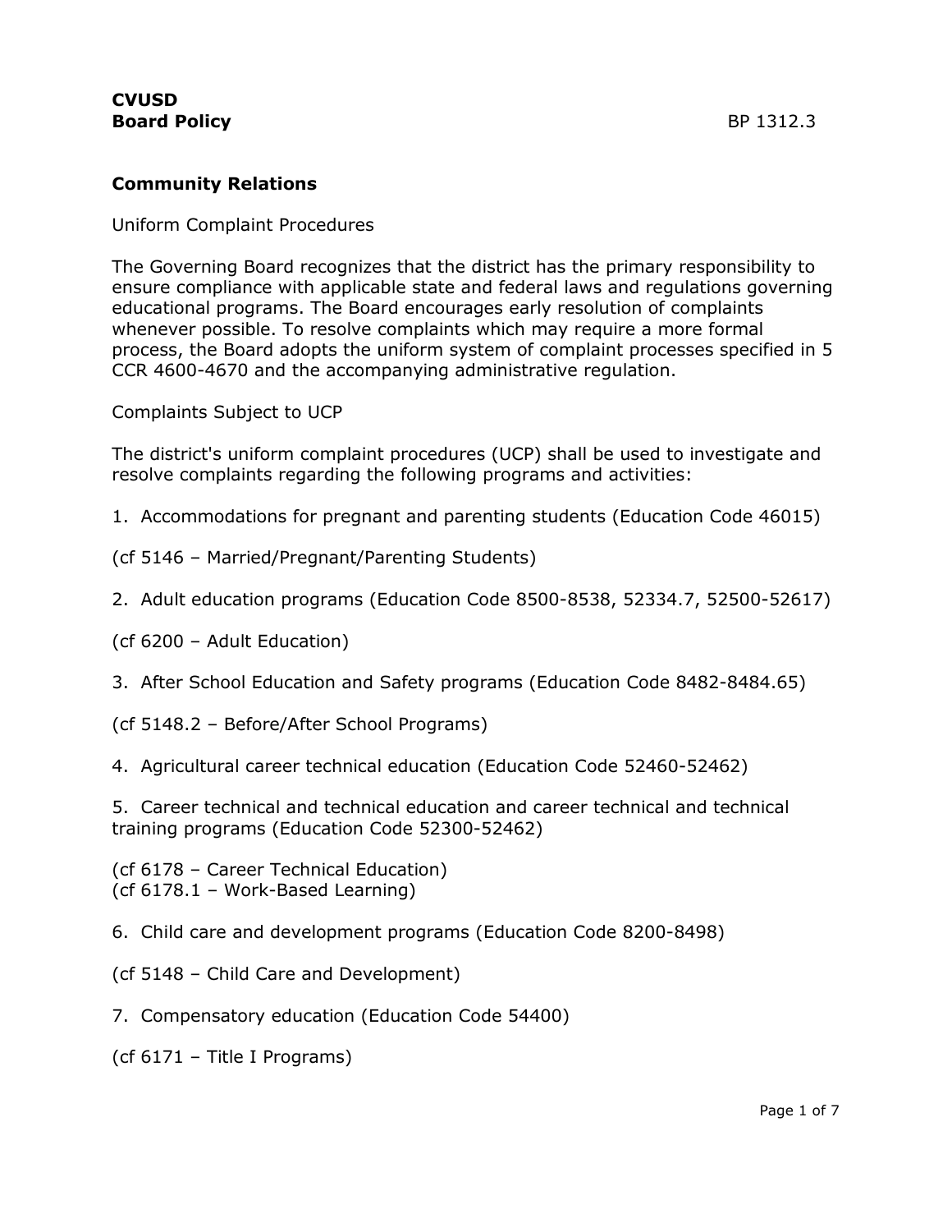**CVUSD**
**Board Policy** BP 1312.3

## Community Relations

Uniform Complaint Procedures

The Governing Board recognizes that the district has the primary responsibility to ensure compliance with applicable state and federal laws and regulations governing educational programs. The Board encourages early resolution of complaints whenever possible. To resolve complaints which may require a more formal process, the Board adopts the uniform system of complaint processes specified in 5 CCR 4600-4670 and the accompanying administrative regulation.

Complaints Subject to UCP

The district's uniform complaint procedures (UCP) shall be used to investigate and resolve complaints regarding the following programs and activities:

1. Accommodations for pregnant and parenting students (Education Code 46015)

(cf 5146 – Married/Pregnant/Parenting Students)

2. Adult education programs (Education Code 8500-8538, 52334.7, 52500-52617)

(cf 6200 – Adult Education)

3. After School Education and Safety programs (Education Code 8482-8484.65)

(cf 5148.2 – Before/After School Programs)

4. Agricultural career technical education (Education Code 52460-52462)

5. Career technical and technical education and career technical and technical training programs (Education Code 52300-52462)

(cf 6178 – Career Technical Education)
(cf 6178.1 – Work-Based Learning)

6. Child care and development programs (Education Code 8200-8498)

(cf 5148 – Child Care and Development)

7. Compensatory education (Education Code 54400)

(cf 6171 – Title I Programs)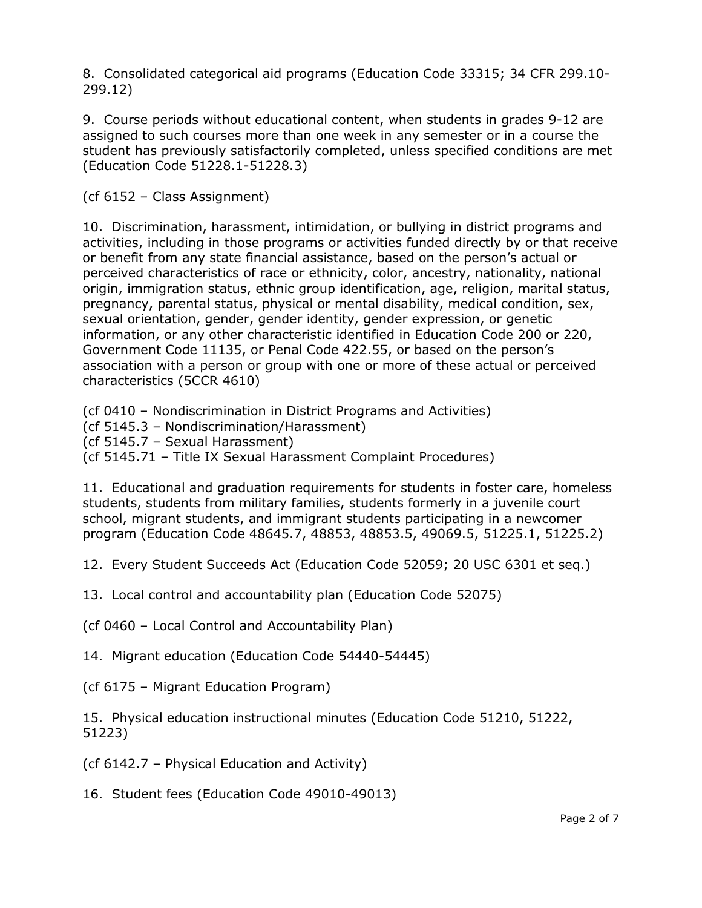8. Consolidated categorical aid programs (Education Code 33315; 34 CFR 299.10-299.12)

9. Course periods without educational content, when students in grades 9-12 are assigned to such courses more than one week in any semester or in a course the student has previously satisfactorily completed, unless specified conditions are met (Education Code 51228.1-51228.3)

(cf 6152 – Class Assignment)

10. Discrimination, harassment, intimidation, or bullying in district programs and activities, including in those programs or activities funded directly by or that receive or benefit from any state financial assistance, based on the person's actual or perceived characteristics of race or ethnicity, color, ancestry, nationality, national origin, immigration status, ethnic group identification, age, religion, marital status, pregnancy, parental status, physical or mental disability, medical condition, sex, sexual orientation, gender, gender identity, gender expression, or genetic information, or any other characteristic identified in Education Code 200 or 220, Government Code 11135, or Penal Code 422.55, or based on the person's association with a person or group with one or more of these actual or perceived characteristics (5CCR 4610)

(cf 0410 – Nondiscrimination in District Programs and Activities)
(cf 5145.3 – Nondiscrimination/Harassment)
(cf 5145.7 – Sexual Harassment)
(cf 5145.71 – Title IX Sexual Harassment Complaint Procedures)

11. Educational and graduation requirements for students in foster care, homeless students, students from military families, students formerly in a juvenile court school, migrant students, and immigrant students participating in a newcomer program (Education Code 48645.7, 48853, 48853.5, 49069.5, 51225.1, 51225.2)

12. Every Student Succeeds Act (Education Code 52059; 20 USC 6301 et seq.)

13. Local control and accountability plan (Education Code 52075)

(cf 0460 – Local Control and Accountability Plan)

14. Migrant education (Education Code 54440-54445)

(cf 6175 – Migrant Education Program)

15. Physical education instructional minutes (Education Code 51210, 51222, 51223)

(cf 6142.7 – Physical Education and Activity)

16. Student fees (Education Code 49010-49013)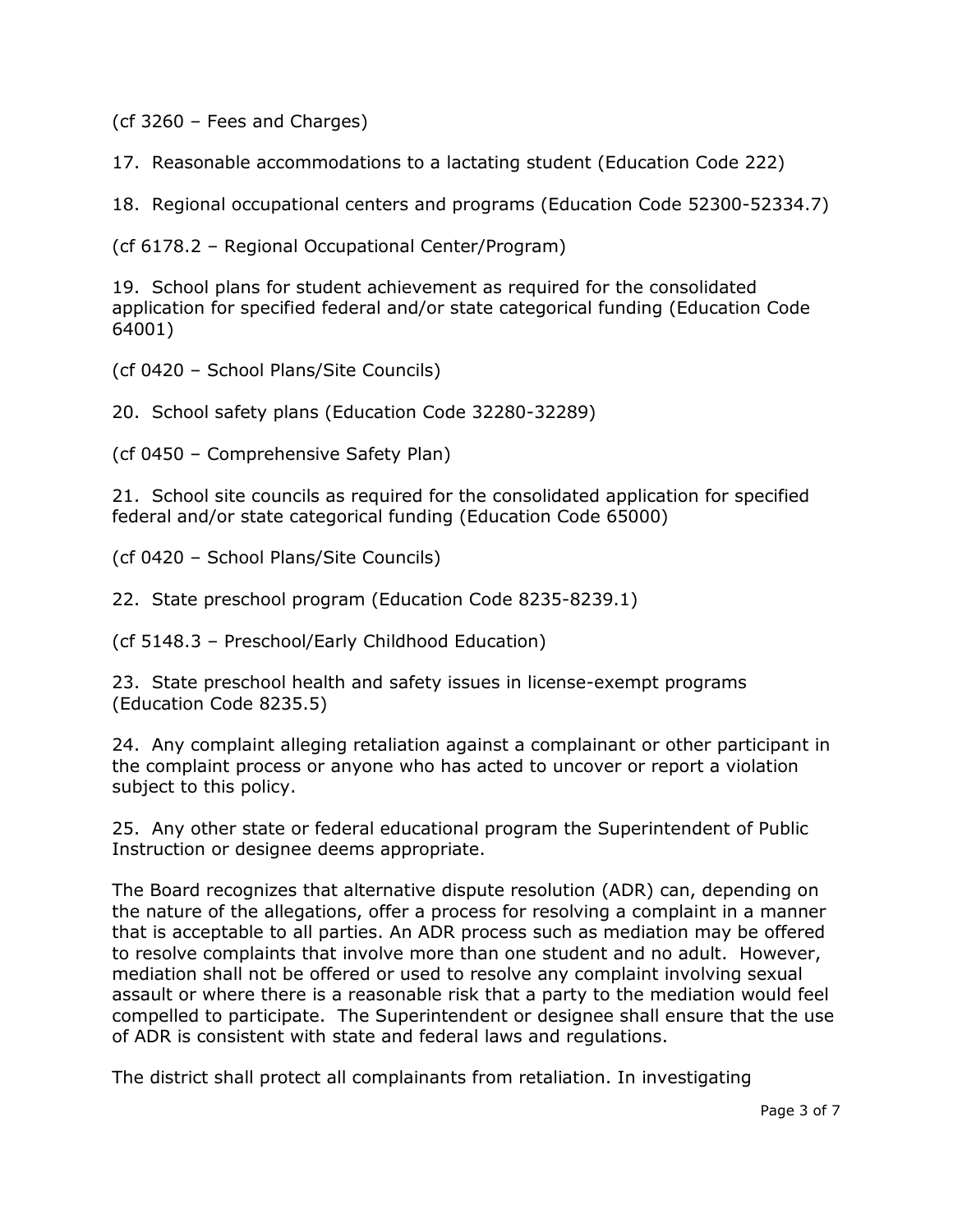(cf 3260 – Fees and Charges)

17. Reasonable accommodations to a lactating student (Education Code 222)

18. Regional occupational centers and programs (Education Code 52300-52334.7)

(cf 6178.2 – Regional Occupational Center/Program)

19. School plans for student achievement as required for the consolidated application for specified federal and/or state categorical funding (Education Code 64001)

(cf 0420 – School Plans/Site Councils)

20. School safety plans (Education Code 32280-32289)

(cf 0450 – Comprehensive Safety Plan)

21. School site councils as required for the consolidated application for specified federal and/or state categorical funding (Education Code 65000)

(cf 0420 – School Plans/Site Councils)

22. State preschool program (Education Code 8235-8239.1)

(cf 5148.3 – Preschool/Early Childhood Education)

23. State preschool health and safety issues in license-exempt programs (Education Code 8235.5)

24. Any complaint alleging retaliation against a complainant or other participant in the complaint process or anyone who has acted to uncover or report a violation subject to this policy.

25. Any other state or federal educational program the Superintendent of Public Instruction or designee deems appropriate.

The Board recognizes that alternative dispute resolution (ADR) can, depending on the nature of the allegations, offer a process for resolving a complaint in a manner that is acceptable to all parties. An ADR process such as mediation may be offered to resolve complaints that involve more than one student and no adult. However, mediation shall not be offered or used to resolve any complaint involving sexual assault or where there is a reasonable risk that a party to the mediation would feel compelled to participate. The Superintendent or designee shall ensure that the use of ADR is consistent with state and federal laws and regulations.

The district shall protect all complainants from retaliation. In investigating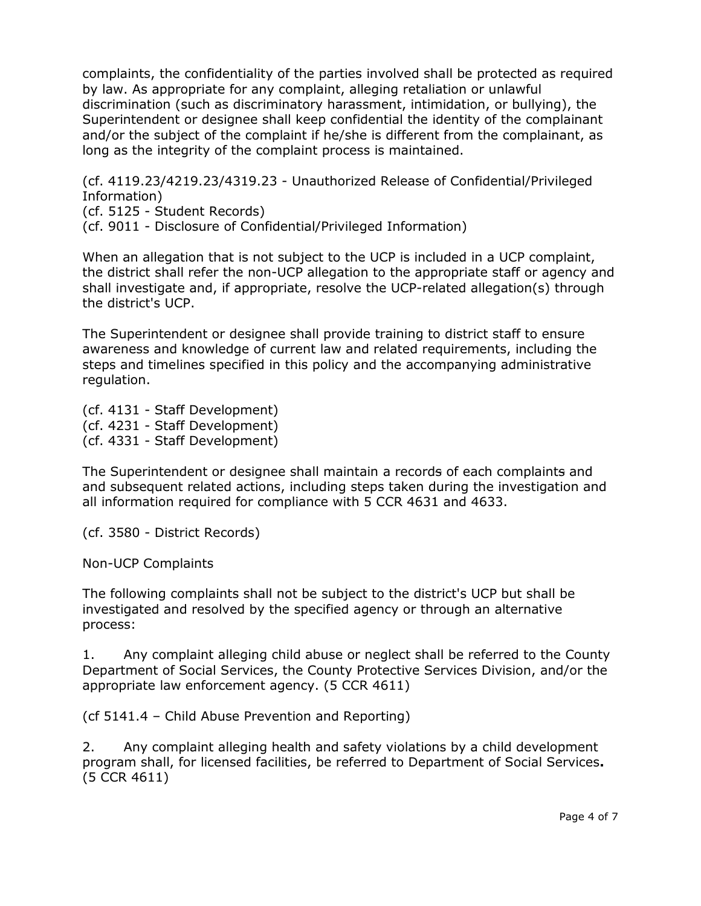complaints, the confidentiality of the parties involved shall be protected as required by law. As appropriate for any complaint, alleging retaliation or unlawful discrimination (such as discriminatory harassment, intimidation, or bullying), the Superintendent or designee shall keep confidential the identity of the complainant and/or the subject of the complaint if he/she is different from the complainant, as long as the integrity of the complaint process is maintained.

(cf. 4119.23/4219.23/4319.23 - Unauthorized Release of Confidential/Privileged Information)
(cf. 5125 - Student Records)
(cf. 9011 - Disclosure of Confidential/Privileged Information)

When an allegation that is not subject to the UCP is included in a UCP complaint, the district shall refer the non-UCP allegation to the appropriate staff or agency and shall investigate and, if appropriate, resolve the UCP-related allegation(s) through the district's UCP.

The Superintendent or designee shall provide training to district staff to ensure awareness and knowledge of current law and related requirements, including the steps and timelines specified in this policy and the accompanying administrative regulation.

(cf. 4131 - Staff Development)
(cf. 4231 - Staff Development)
(cf. 4331 - Staff Development)

The Superintendent or designee shall maintain a ~~records~~ record of each ~~complaints~~ complaint and and subsequent related actions, including steps taken during the investigation and all information required for compliance with 5 CCR 4631 and 4633.

(cf. 3580 - District Records)

Non-UCP Complaints

The following complaints shall not be subject to the district's UCP but shall be investigated and resolved by the specified agency or through an alternative process:

1. Any complaint alleging child abuse or neglect shall be referred to the County Department of Social Services, the County Protective Services Division, and/or the appropriate law enforcement agency. (5 CCR 4611)

(cf 5141.4 – Child Abuse Prevention and Reporting)

2. Any complaint alleging health and safety violations by a child development program shall, for licensed facilities, be referred to Department of Social Services**.** (5 CCR 4611)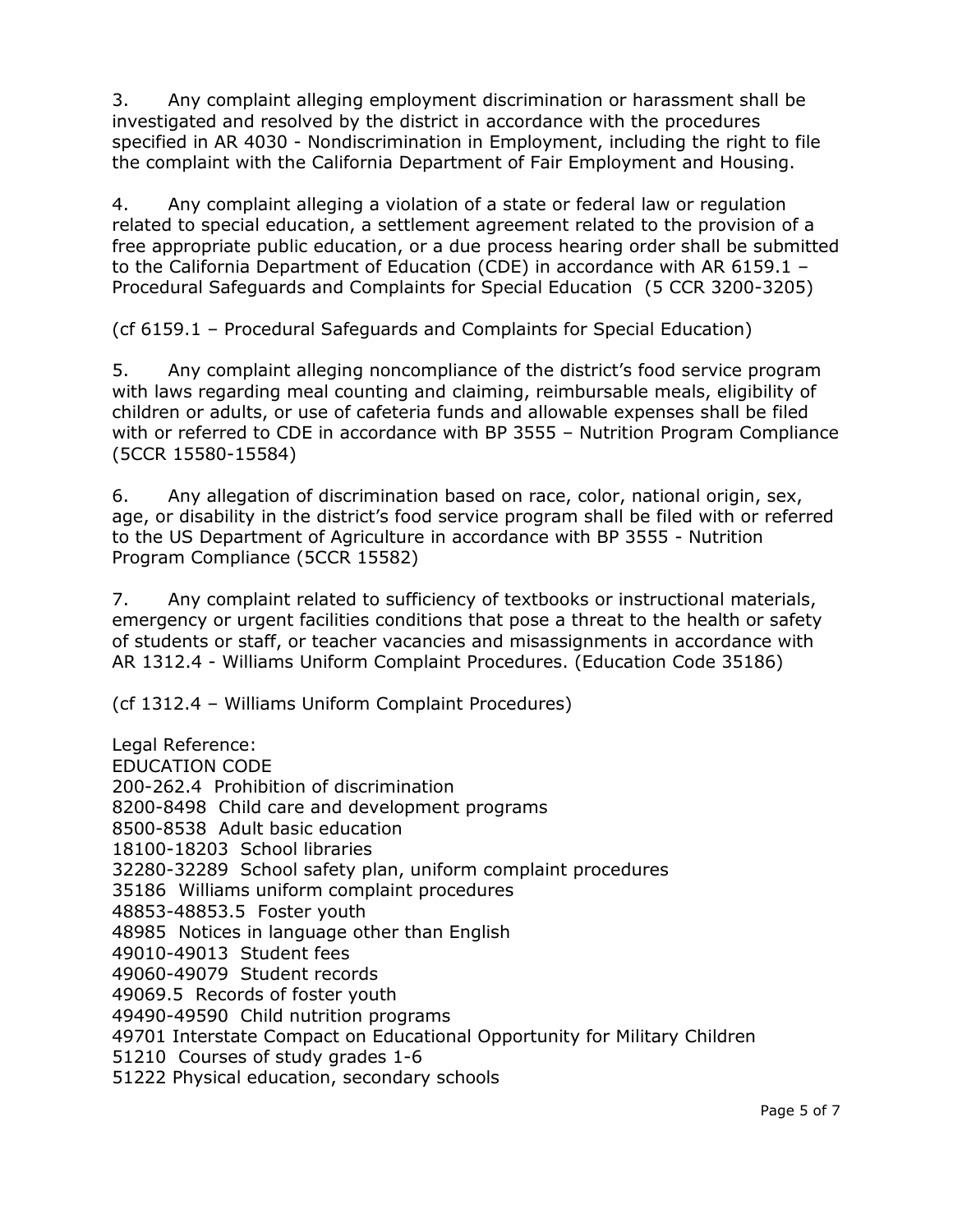3. Any complaint alleging employment discrimination or harassment shall be investigated and resolved by the district in accordance with the procedures specified in AR 4030 - Nondiscrimination in Employment, including the right to file the complaint with the California Department of Fair Employment and Housing.

4. Any complaint alleging a violation of a state or federal law or regulation related to special education, a settlement agreement related to the provision of a free appropriate public education, or a due process hearing order shall be submitted to the California Department of Education (CDE) in accordance with AR 6159.1 – Procedural Safeguards and Complaints for Special Education (5 CCR 3200-3205)

(cf 6159.1 – Procedural Safeguards and Complaints for Special Education)

5. Any complaint alleging noncompliance of the district's food service program with laws regarding meal counting and claiming, reimbursable meals, eligibility of children or adults, or use of cafeteria funds and allowable expenses shall be filed with or referred to CDE in accordance with BP 3555 – Nutrition Program Compliance (5CCR 15580-15584)

6. Any allegation of discrimination based on race, color, national origin, sex, age, or disability in the district's food service program shall be filed with or referred to the US Department of Agriculture in accordance with BP 3555 - Nutrition Program Compliance (5CCR 15582)

7. Any complaint related to sufficiency of textbooks or instructional materials, emergency or urgent facilities conditions that pose a threat to the health or safety of students or staff, or teacher vacancies and misassignments in accordance with AR 1312.4 - Williams Uniform Complaint Procedures. (Education Code 35186)

(cf 1312.4 – Williams Uniform Complaint Procedures)

Legal Reference:
EDUCATION CODE
200-262.4 Prohibition of discrimination
8200-8498 Child care and development programs
8500-8538 Adult basic education
18100-18203 School libraries
32280-32289 School safety plan, uniform complaint procedures
35186 Williams uniform complaint procedures
48853-48853.5 Foster youth
48985 Notices in language other than English
49010-49013 Student fees
49060-49079 Student records
49069.5 Records of foster youth
49490-49590 Child nutrition programs
49701 Interstate Compact on Educational Opportunity for Military Children
51210 Courses of study grades 1-6
51222 Physical education, secondary schools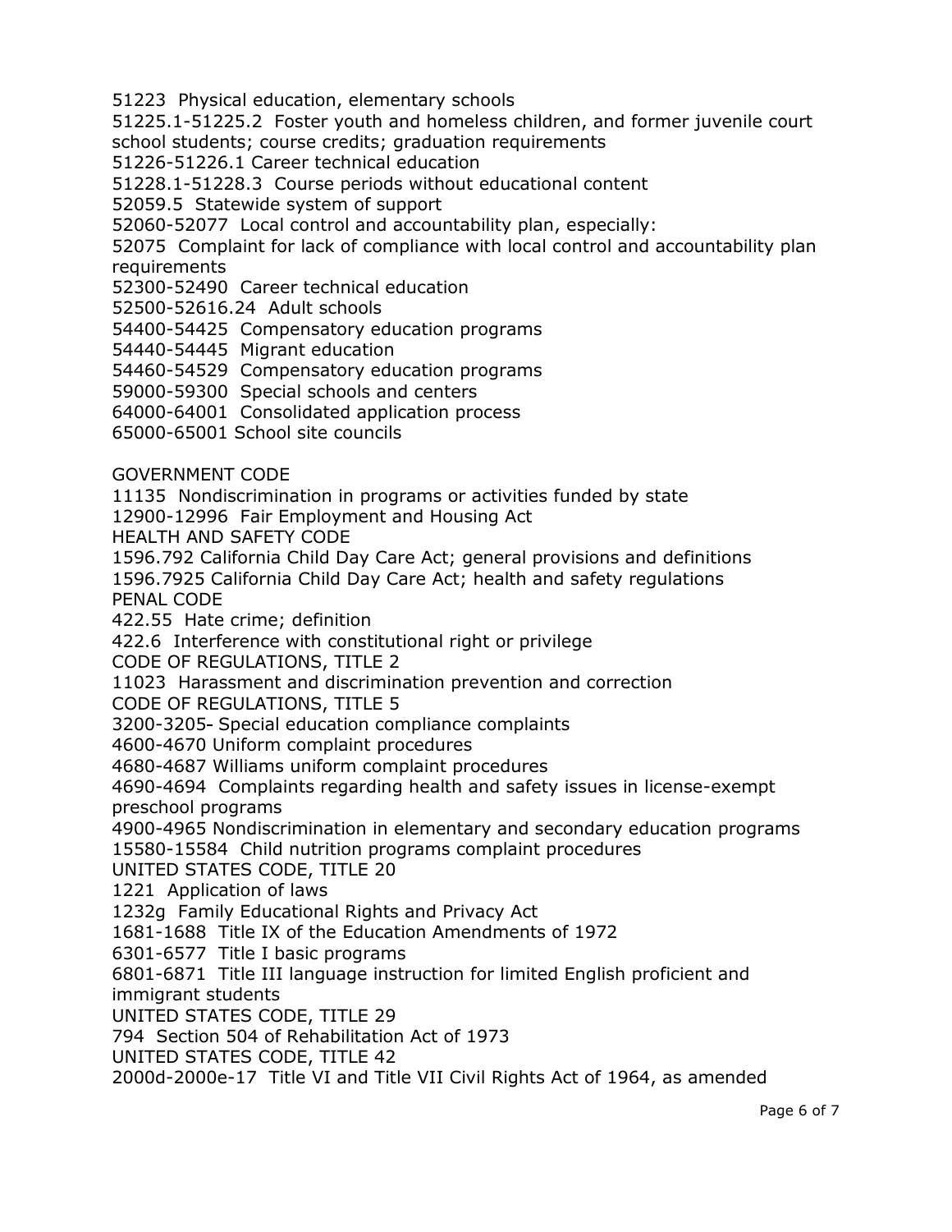51223 Physical education, elementary schools

51225.1-51225.2 Foster youth and homeless children, and former juvenile court school students; course credits; graduation requirements

51226-51226.1 Career technical education

51228.1-51228.3 Course periods without educational content

52059.5 Statewide system of support

52060-52077 Local control and accountability plan, especially:

52075 Complaint for lack of compliance with local control and accountability plan requirements

52300-52490 Career technical education

52500-52616.24 Adult schools

54400-54425 Compensatory education programs

54440-54445 Migrant education

54460-54529 Compensatory education programs

59000-59300 Special schools and centers

64000-64001 Consolidated application process

65000-65001 School site councils

GOVERNMENT CODE

11135 Nondiscrimination in programs or activities funded by state

12900-12996 Fair Employment and Housing Act

HEALTH AND SAFETY CODE

1596.792 California Child Day Care Act; general provisions and definitions

1596.7925 California Child Day Care Act; health and safety regulations

PENAL CODE

422.55 Hate crime; definition

422.6 Interference with constitutional right or privilege

CODE OF REGULATIONS, TITLE 2

11023 Harassment and discrimination prevention and correction

CODE OF REGULATIONS, TITLE 5

3200-3205 Special education compliance complaints

4600-4670 Uniform complaint procedures

4680-4687 Williams uniform complaint procedures

4690-4694 Complaints regarding health and safety issues in license-exempt preschool programs

4900-4965 Nondiscrimination in elementary and secondary education programs

15580-15584 Child nutrition programs complaint procedures

UNITED STATES CODE, TITLE 20

1221 Application of laws

1232g Family Educational Rights and Privacy Act

1681-1688 Title IX of the Education Amendments of 1972

6301-6577 Title I basic programs

6801-6871 Title III language instruction for limited English proficient and immigrant students

UNITED STATES CODE, TITLE 29

794 Section 504 of Rehabilitation Act of 1973

UNITED STATES CODE, TITLE 42

2000d-2000e-17 Title VI and Title VII Civil Rights Act of 1964, as amended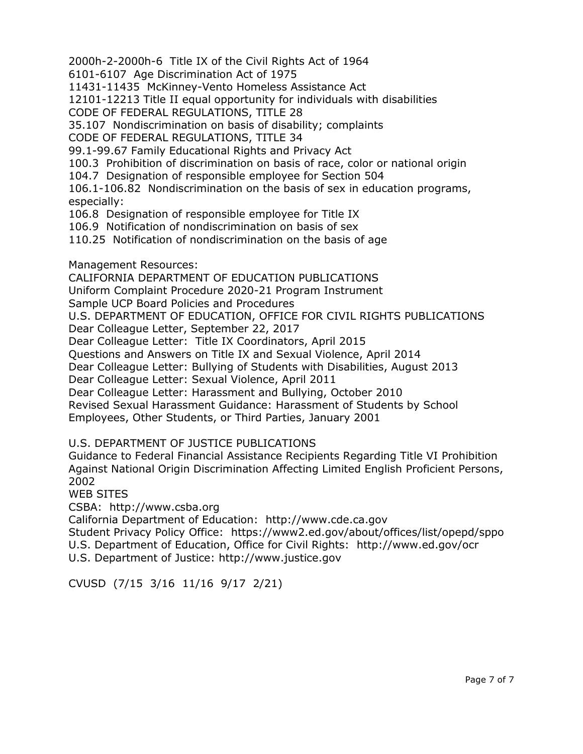2000h-2-2000h-6 Title IX of the Civil Rights Act of 1964
6101-6107 Age Discrimination Act of 1975
11431-11435 McKinney-Vento Homeless Assistance Act
12101-12213 Title II equal opportunity for individuals with disabilities
CODE OF FEDERAL REGULATIONS, TITLE 28
35.107 Nondiscrimination on basis of disability; complaints
CODE OF FEDERAL REGULATIONS, TITLE 34
99.1-99.67 Family Educational Rights and Privacy Act
100.3 Prohibition of discrimination on basis of race, color or national origin
104.7 Designation of responsible employee for Section 504
106.1-106.82 Nondiscrimination on the basis of sex in education programs, especially:
106.8 Designation of responsible employee for Title IX
106.9 Notification of nondiscrimination on basis of sex
110.25 Notification of nondiscrimination on the basis of age

Management Resources:
CALIFORNIA DEPARTMENT OF EDUCATION PUBLICATIONS
Uniform Complaint Procedure 2020-21 Program Instrument
Sample UCP Board Policies and Procedures
U.S. DEPARTMENT OF EDUCATION, OFFICE FOR CIVIL RIGHTS PUBLICATIONS
Dear Colleague Letter, September 22, 2017
Dear Colleague Letter: Title IX Coordinators, April 2015
Questions and Answers on Title IX and Sexual Violence, April 2014
Dear Colleague Letter: Bullying of Students with Disabilities, August 2013
Dear Colleague Letter: Sexual Violence, April 2011
Dear Colleague Letter: Harassment and Bullying, October 2010
Revised Sexual Harassment Guidance: Harassment of Students by School Employees, Other Students, or Third Parties, January 2001

U.S. DEPARTMENT OF JUSTICE PUBLICATIONS
Guidance to Federal Financial Assistance Recipients Regarding Title VI Prohibition Against National Origin Discrimination Affecting Limited English Proficient Persons, 2002
WEB SITES
CSBA: http://www.csba.org
California Department of Education: http://www.cde.ca.gov
Student Privacy Policy Office: https://www2.ed.gov/about/offices/list/opepd/sppo
U.S. Department of Education, Office for Civil Rights: http://www.ed.gov/ocr
U.S. Department of Justice: http://www.justice.gov

CVUSD (7/15 3/16 11/16 9/17 2/21)